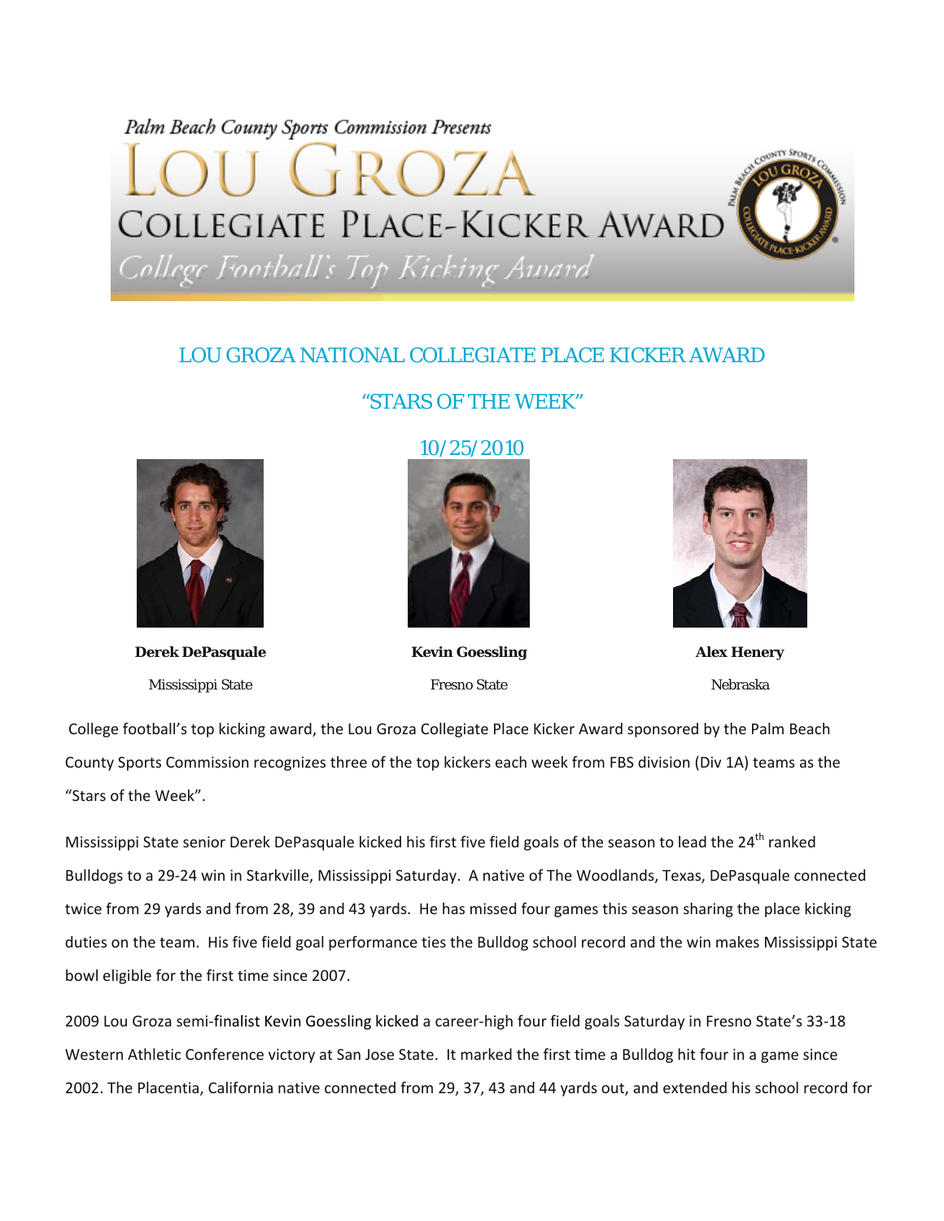Palm Beach County Sports Commission Presents

# LOU GROZA COLLEGIATE PLACE-KICKER AWARD

*College Football's Top Kicking Award*

## LOU GROZA NATIONAL COLLEGIATE PLACE KICKER AWARD

## "STARS OF THE WEEK"

## 10/25/2010

**Derek DePasquale**

Mississippi State

**Kevin Goessling**

Fresno State

**Alex Henery**

Nebraska

College football's top kicking award, the Lou Groza Collegiate Place Kicker Award sponsored by the Palm Beach County Sports Commission recognizes three of the top kickers each week from FBS division (Div 1A) teams as the "Stars of the Week".

Mississippi State senior Derek DePasquale kicked his first five field goals of the season to lead the 24th ranked Bulldogs to a 29-24 win in Starkville, Mississippi Saturday. A native of The Woodlands, Texas, DePasquale connected twice from 29 yards and from 28, 39 and 43 yards. He has missed four games this season sharing the place kicking duties on the team. His five field goal performance ties the Bulldog school record and the win makes Mississippi State bowl eligible for the first time since 2007.

2009 Lou Groza semi-finalist Kevin Goessling kicked a career-high four field goals Saturday in Fresno State's 33-18 Western Athletic Conference victory at San Jose State. It marked the first time a Bulldog hit four in a game since 2002. The Placentia, California native connected from 29, 37, 43 and 44 yards out, and extended his school record for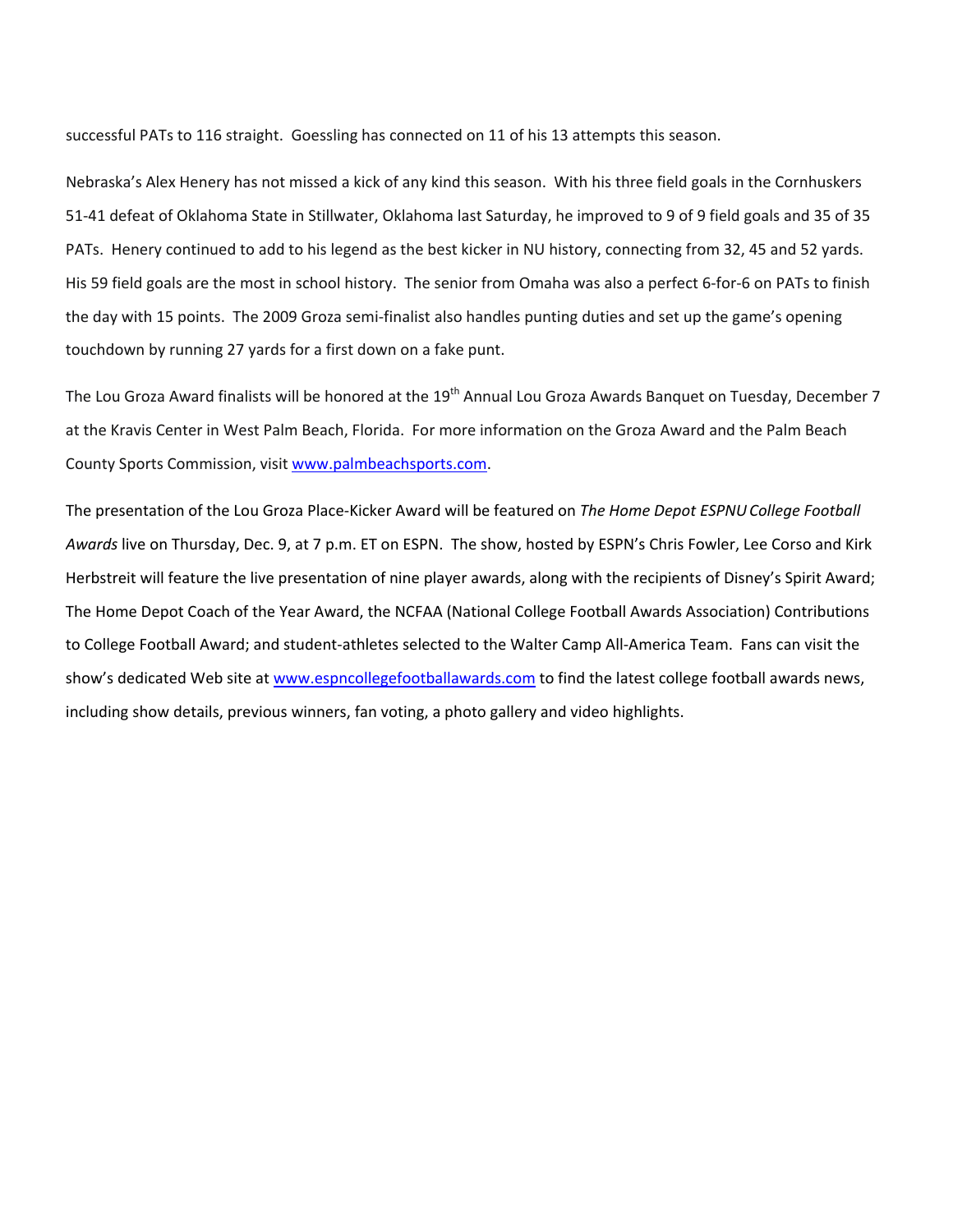successful PATs to 116 straight. Goessling has connected on 11 of his 13 attempts this season.

Nebraska's Alex Henery has not missed a kick of any kind this season. With his three field goals in the Cornhuskers 51-41 defeat of Oklahoma State in Stillwater, Oklahoma last Saturday, he improved to 9 of 9 field goals and 35 of 35 PATs. Henery continued to add to his legend as the best kicker in NU history, connecting from 32, 45 and 52 yards. His 59 field goals are the most in school history. The senior from Omaha was also a perfect 6-for-6 on PATs to finish the day with 15 points. The 2009 Groza semi-finalist also handles punting duties and set up the game's opening touchdown by running 27 yards for a first down on a fake punt.

The Lou Groza Award finalists will be honored at the 19th Annual Lou Groza Awards Banquet on Tuesday, December 7 at the Kravis Center in West Palm Beach, Florida. For more information on the Groza Award and the Palm Beach County Sports Commission, visit www.palmbeachsports.com.

The presentation of the Lou Groza Place-Kicker Award will be featured on *The Home Depot ESPNU College Football Awards* live on Thursday, Dec. 9, at 7 p.m. ET on ESPN. The show, hosted by ESPN's Chris Fowler, Lee Corso and Kirk Herbstreit will feature the live presentation of nine player awards, along with the recipients of Disney's Spirit Award; The Home Depot Coach of the Year Award, the NCFAA (National College Football Awards Association) Contributions to College Football Award; and student-athletes selected to the Walter Camp All-America Team. Fans can visit the show's dedicated Web site at www.espncollegefootballawards.com to find the latest college football awards news, including show details, previous winners, fan voting, a photo gallery and video highlights.